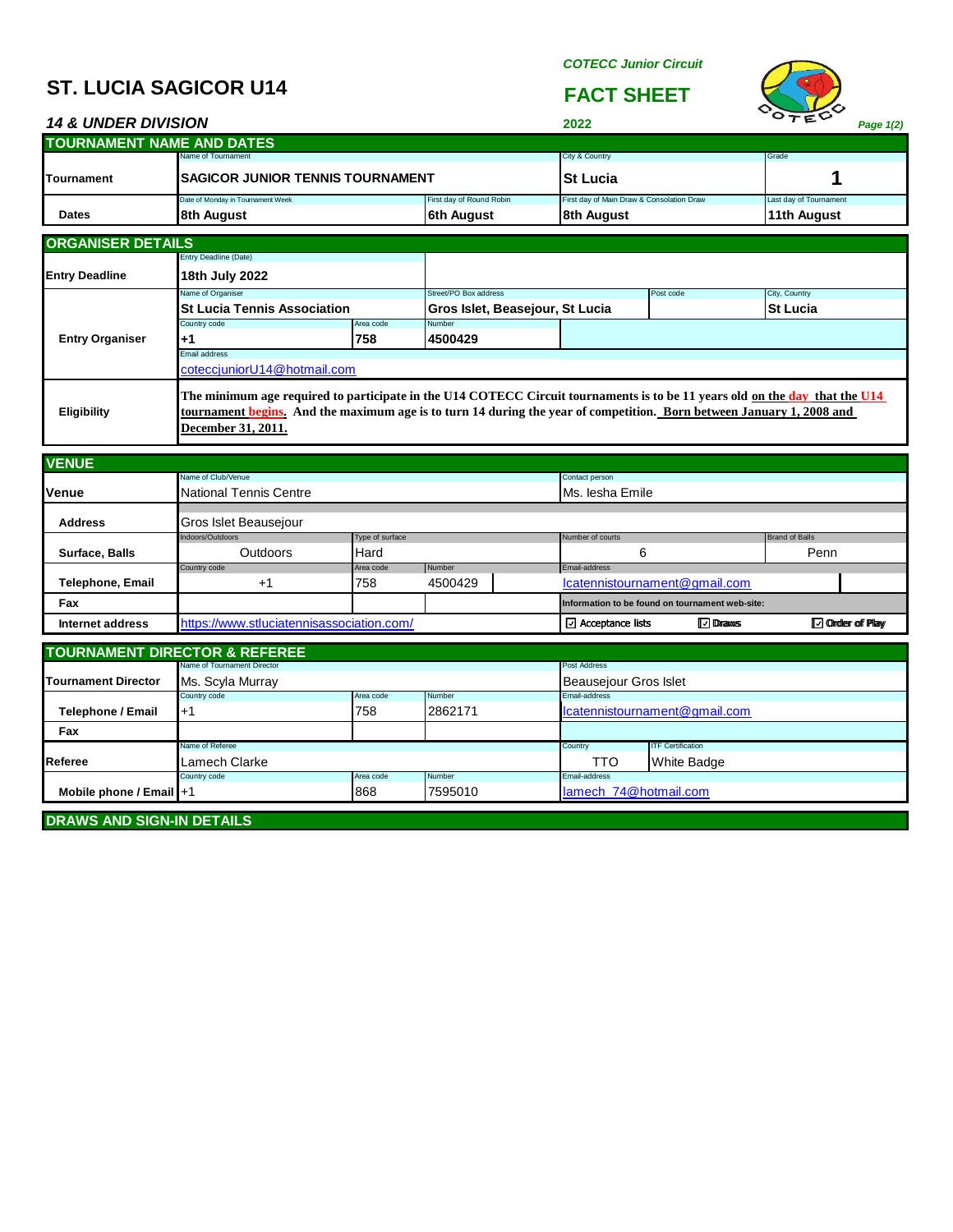# ST. LUCIA SAGICOR U14

*COTECC Junior Circuit*

## FACT SHEET

***14 & UNDER DIVISION*** **2022**

### TOURNAMENT NAME AND DATES

| | | | | |
|---|---|---|---|---|
| **Tournament** | Name of Tournament: **SAGICOR JUNIOR TENNIS TOURNAMENT** | | City & Country: **St Lucia** | Grade: **1** |
| **Dates** | Date of Monday in Tournament Week: **8th August** | First day of Round Robin: **6th August** | First day of Main Draw & Consolation Draw: **8th August** | Last day of Tournament: **11th August** |

### ORGANISER DETAILS

| | | | | | |
|---|---|---|---|---|---|
| **Entry Deadline** | Entry Deadline (Date): **18th July 2022** | | | | |
| **Entry Organiser** | Name of Organiser: **St Lucia Tennis Association** | | Street/PO Box address: **Gros Islet, Beasejour, St Lucia** | Post code: | City, Country: **St Lucia** |
| | Country code: **+1** | Area code: **758** | Number: **4500429** | | |
| | Email address: coteccjuniorU14@hotmail.com | | | | |
| **Eligibility** | **The minimum age required to participate in the U14 COTECC Circuit tournaments is to be 11 years old on the day that the U14 tournament begins. And the maximum age is to turn 14 during the year of competition. Born between January 1, 2008 and December 31, 2011.** | | | | |

### VENUE

| | | | | | | |
|---|---|---|---|---|---|---|
| **Venue** | Name of Club/Venue: National Tennis Centre | | | Contact person: Ms. Iesha Emile | | |
| **Address** | Gros Islet Beausejour | | | | | |
| **Surface, Balls** | Indoors/Outdoors: Outdoors | Type of surface: Hard | | Number of courts: 6 | | Brand of Balls: Penn |
| **Telephone, Email** | Country code: +1 | Area code: 758 | Number: 4500429 | Email-address: lcatennistournament@gmail.com | | |
| **Fax** | | | | Information to be found on tournament web-site: | | |
| **Internet address** | https://www.stluciatennisassociation.com/ | | | ☑ Acceptance lists | ☑ Draws | ☑ Order of Play |

### TOURNAMENT DIRECTOR & REFEREE

| | | | | | |
|---|---|---|---|---|---|
| **Tournament Director** | Name of Tournament Director: Ms. Scyla Murray | | | Post Address: Beausejour Gros Islet | |
| **Telephone / Email** | Country code: +1 | Area code: 758 | Number: 2862171 | Email-address: lcatennistournament@gmail.com | |
| **Fax** | | | | | |
| **Referee** | Name of Referee: Lamech Clarke | | | Country: TTO | ITF Certification: White Badge |
| **Mobile phone / Email** | Country code: +1 | Area code: 868 | Number: 7595010 | Email-address: lamech_74@hotmail.com | |

### DRAWS AND SIGN-IN DETAILS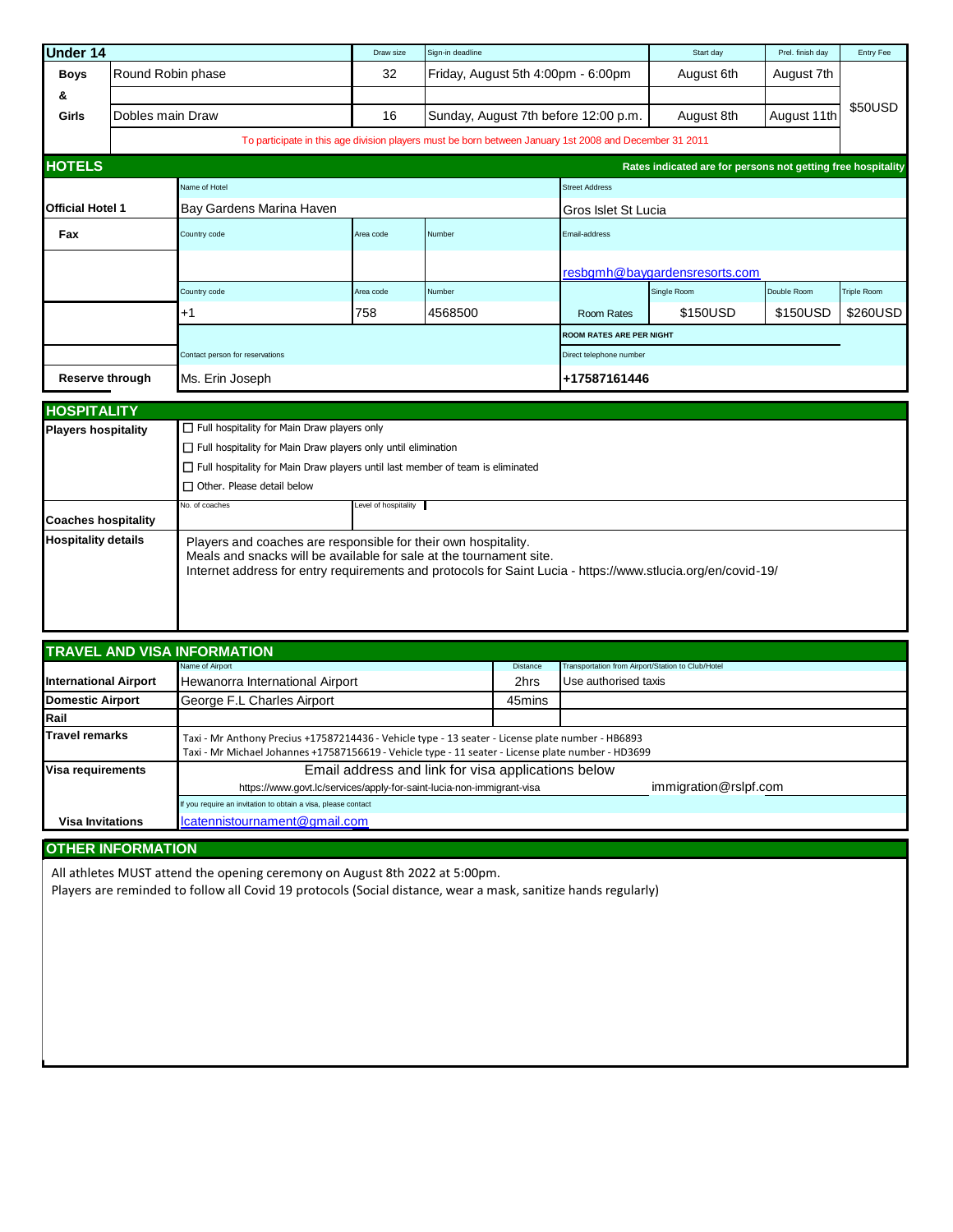## Under 14

| | | Draw size | Sign-in deadline | Start day | Prel. finish day | Entry Fee |
|---|---|---|---|---|---|---|
| **Boys & Girls** | Round Robin phase | 32 | Friday, August 5th 4:00pm - 6:00pm | August 6th | August 7th | $50USD |
| | Dobles main Draw | 16 | Sunday, August 7th before 12:00 p.m. | August 8th | August 11th | |

To participate in this age division players must be born between January 1st 2008 and December 31 2011

## HOTELS

Rates indicated are for persons not getting free hospitality

| | | | | | | | |
|---|---|---|---|---|---|---|---|
| **Official Hotel 1** | Name of Hotel: Bay Gardens Marina Haven | | | Street Address: Gros Islet St Lucia | | | |
| **Fax** | Country code | Area code | Number | Email-address: resbgmh@baygardensresorts.com | | | |
| | Country code | Area code | Number | | Single Room | Double Room | Triple Room |
| | +1 | 758 | 4568500 | Room Rates | $150USD | $150USD | $260USD |
| | | | | ROOM RATES ARE PER NIGHT | | | |
| **Reserve through** | Contact person for reservations: Ms. Erin Joseph | | | Direct telephone number: +17587161446 | | | |

## HOSPITALITY

**Players hospitality**

- ☐ Full hospitality for Main Draw players only
- ☐ Full hospitality for Main Draw players only until elimination
- ☐ Full hospitality for Main Draw players until last member of team is eliminated
- ☐ Other. Please detail below

**Coaches hospitality** — No. of coaches: | Level of hospitality:

**Hospitality details**

Players and coaches are responsible for their own hospitality.
Meals and snacks will be available for sale at the tournament site.
Internet address for entry requirements and protocols for Saint Lucia - https://www.stlucia.org/en/covid-19/

## TRAVEL AND VISA INFORMATION

| | Name of Airport | Distance | Transportation from Airport/Station to Club/Hotel |
|---|---|---|---|
| **International Airport** | Hewanorra International Airport | 2hrs | Use authorised taxis |
| **Domestic Airport** | George F.L Charles Airport | 45mins | |
| **Rail** | | | |

**Travel remarks**

Taxi - Mr Anthony Precius +17587214436 - Vehicle type - 13 seater - License plate number - HB6893
Taxi - Mr Michael Johannes +17587156619 - Vehicle type - 11 seater - License plate number - HD3699

**Visa requirements**

Email address and link for visa applications below
https://www.govt.lc/services/apply-for-saint-lucia-non-immigrant-visa immigration@rslpf.com

**Visa Invitations**

If you require an invitation to obtain a visa, please contact: lcatennistournament@gmail.com

## OTHER INFORMATION

All athletes MUST attend the opening ceremony on August 8th 2022 at 5:00pm.
Players are reminded to follow all Covid 19 protocols (Social distance, wear a mask, sanitize hands regularly)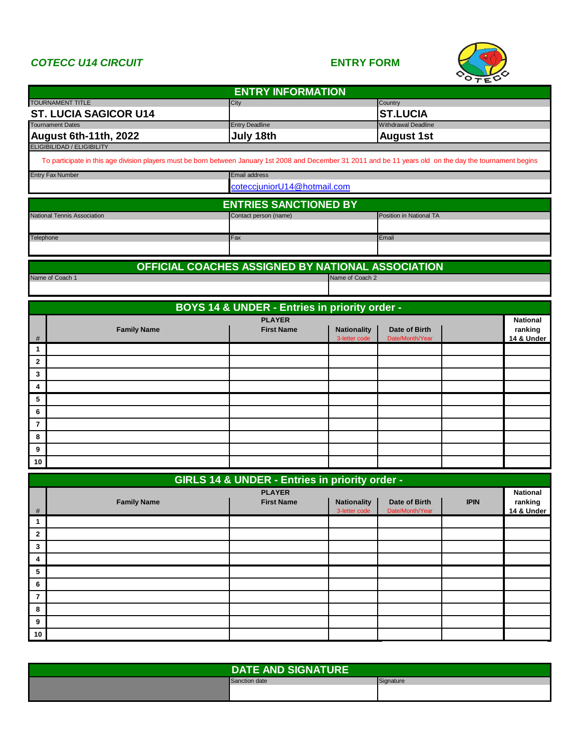*COTECC U14 CIRCUIT* **ENTRY FORM**

## ENTRY INFORMATION

| TOURNAMENT TITLE | City | Country |
|---|---|---|
| **ST. LUCIA SAGICOR U14** | | **ST.LUCIA** |
| Tournament Dates | Entry Deadline | Withdrawal Deadline |
| **August 6th-11th, 2022** | **July 18th** | **August 1st** |

ELIGIBILIDAD / ELIGIBILITY

To participate in this age division players must be born between January 1st 2008 and December 31 2011 and be 11 years old on the day the tournament begins

| Entry Fax Number | Email address |
|---|---|
| | coteccjuniorU14@hotmail.com |

## ENTRIES SANCTIONED BY

| National Tennis Association | Contact person (name) | Position in National TA |
|---|---|---|
| | | |
| Telephone | Fax | Email |
| | | |

## OFFICIAL COACHES ASSIGNED BY NATIONAL ASSOCIATION

| Name of Coach 1 | Name of Coach 2 |
|---|---|
| | |

## BOYS 14 & UNDER - Entries in priority order -

| # | Family Name | PLAYER First Name | Nationality 3-letter code | Date of Birth Date/Month/Year | | National ranking 14 & Under |
|---|---|---|---|---|---|---|
| 1 | | | | | | |
| 2 | | | | | | |
| 3 | | | | | | |
| 4 | | | | | | |
| 5 | | | | | | |
| 6 | | | | | | |
| 7 | | | | | | |
| 8 | | | | | | |
| 9 | | | | | | |
| 10 | | | | | | |

## GIRLS 14 & UNDER - Entries in priority order -

| # | Family Name | PLAYER First Name | Nationality 3-letter code | Date of Birth Date/Month/Year | IPIN | National ranking 14 & Under |
|---|---|---|---|---|---|---|
| 1 | | | | | | |
| 2 | | | | | | |
| 3 | | | | | | |
| 4 | | | | | | |
| 5 | | | | | | |
| 6 | | | | | | |
| 7 | | | | | | |
| 8 | | | | | | |
| 9 | | | | | | |
| 10 | | | | | | |

## DATE AND SIGNATURE

| | Sanction date | Signature |
|---|---|---|
| | | |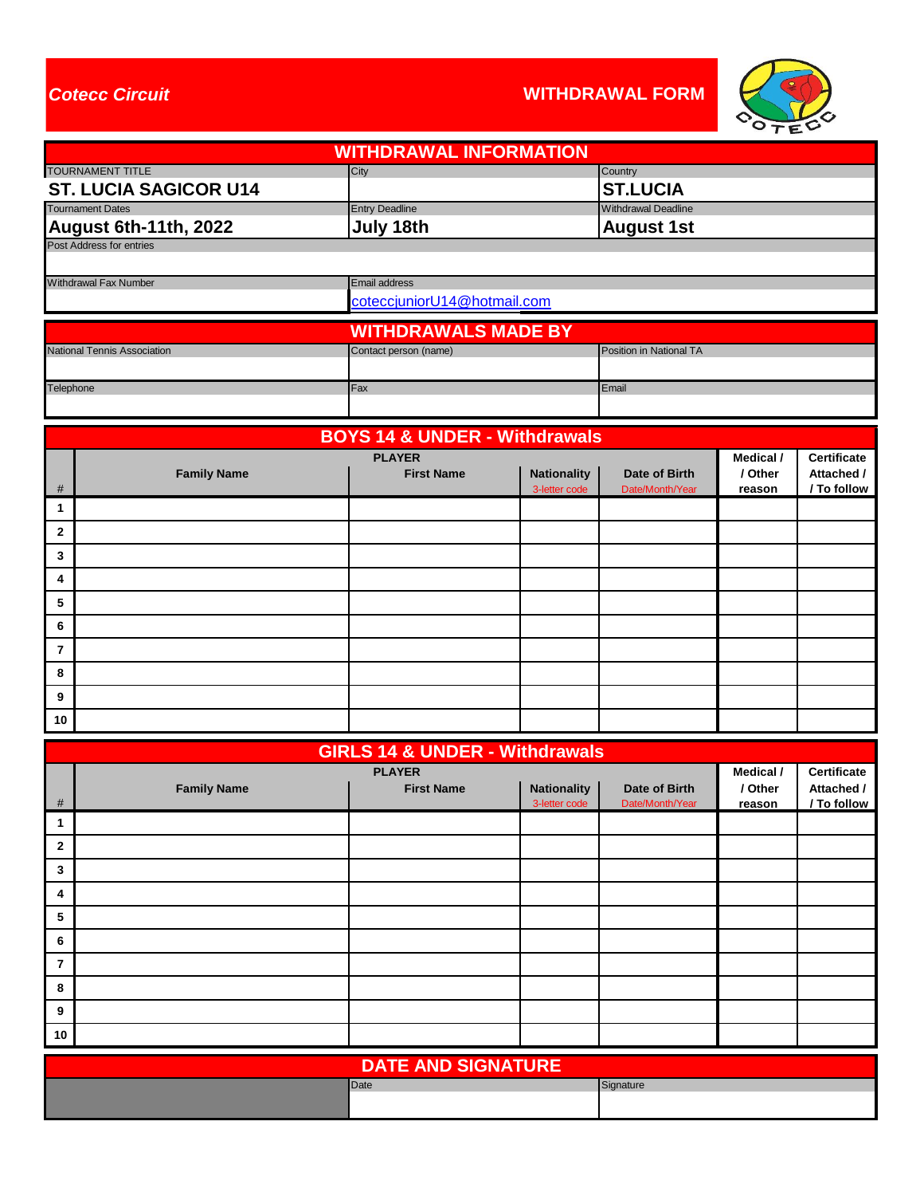*Cotecc Circuit*

**WITHDRAWAL FORM**

## WITHDRAWAL INFORMATION

| TOURNAMENT TITLE | City | Country |
| --- | --- | --- |
| **ST. LUCIA SAGICOR U14** | | **ST.LUCIA** |
| Tournament Dates | Entry Deadline | Withdrawal Deadline |
| **August 6th-11th, 2022** | **July 18th** | **August 1st** |
| Post Address for entries | | |
| | | |
| Withdrawal Fax Number | Email address | |
| | coteccjuniorU14@hotmail.com | |

## WITHDRAWALS MADE BY

| National Tennis Association | Contact person (name) | Position in National TA |
| --- | --- | --- |
| | | |
| Telephone | Fax | Email |
| | | |

## BOYS 14 & UNDER - Withdrawals

| # | PLAYER Family Name | First Name | Nationality 3-letter code | Date of Birth Date/Month/Year | Medical / / Other reason | Certificate Attached / / To follow |
| --- | --- | --- | --- | --- | --- | --- |
| 1 | | | | | | |
| 2 | | | | | | |
| 3 | | | | | | |
| 4 | | | | | | |
| 5 | | | | | | |
| 6 | | | | | | |
| 7 | | | | | | |
| 8 | | | | | | |
| 9 | | | | | | |
| 10 | | | | | | |

## GIRLS 14 & UNDER - Withdrawals

| # | PLAYER Family Name | First Name | Nationality 3-letter code | Date of Birth Date/Month/Year | Medical / / Other reason | Certificate Attached / / To follow |
| --- | --- | --- | --- | --- | --- | --- |
| 1 | | | | | | |
| 2 | | | | | | |
| 3 | | | | | | |
| 4 | | | | | | |
| 5 | | | | | | |
| 6 | | | | | | |
| 7 | | | | | | |
| 8 | | | | | | |
| 9 | | | | | | |
| 10 | | | | | | |

## DATE AND SIGNATURE

| | Date | Signature |
| --- | --- | --- |
| | | |